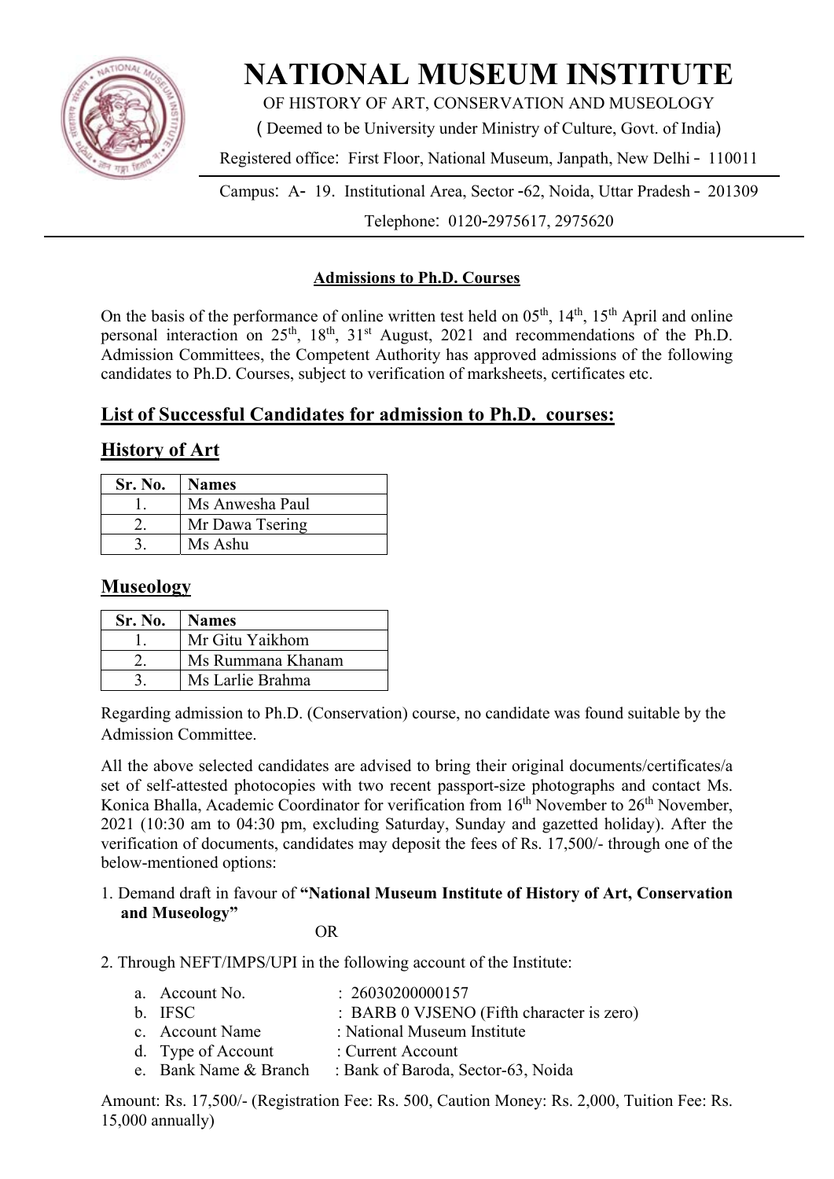# NATIONAL MUSEUM INSTITUTE

OF HISTORY OF ART, CONSERVATION AND MUSEOLOGY

( Deemed to be University under Ministry of Culture, Govt. of India)

Registered office: First Floor, National Museum, Janpath, New Delhi - 110011

Campus: A- 19. Institutional Area, Sector -62, Noida, Uttar Pradesh - 201309

Telephone: 0120-2975617, 2975620

---

## Admissions to Ph.D. Courses

On the basis of the performance of online written test held on 05th, 14th, 15th April and online personal interaction on 25th, 18th, 31st August, 2021 and recommendations of the Ph.D. Admission Committees, the Competent Authority has approved admissions of the following candidates to Ph.D. Courses, subject to verification of marksheets, certificates etc.

## List of Successful Candidates for admission to Ph.D. courses:

### History of Art

| Sr. No. | Names |
|---|---|
| 1. | Ms Anwesha Paul |
| 2. | Mr Dawa Tsering |
| 3. | Ms Ashu |

### Museology

| Sr. No. | Names |
|---|---|
| 1. | Mr Gitu Yaikhom |
| 2. | Ms Rummana Khanam |
| 3. | Ms Larlie Brahma |

Regarding admission to Ph.D. (Conservation) course, no candidate was found suitable by the Admission Committee.

All the above selected candidates are advised to bring their original documents/certificates/a set of self-attested photocopies with two recent passport-size photographs and contact Ms. Konica Bhalla, Academic Coordinator for verification from 16th November to 26th November, 2021 (10:30 am to 04:30 pm, excluding Saturday, Sunday and gazetted holiday). After the verification of documents, candidates may deposit the fees of Rs. 17,500/- through one of the below-mentioned options:

1. Demand draft in favour of **"National Museum Institute of History of Art, Conservation and Museology"**

OR

2. Through NEFT/IMPS/UPI in the following account of the Institute:

   a. Account No. : 26030200000157
   b. IFSC : BARB 0 VJSENO (Fifth character is zero)
   c. Account Name : National Museum Institute
   d. Type of Account : Current Account
   e. Bank Name & Branch : Bank of Baroda, Sector-63, Noida

Amount: Rs. 17,500/- (Registration Fee: Rs. 500, Caution Money: Rs. 2,000, Tuition Fee: Rs. 15,000 annually)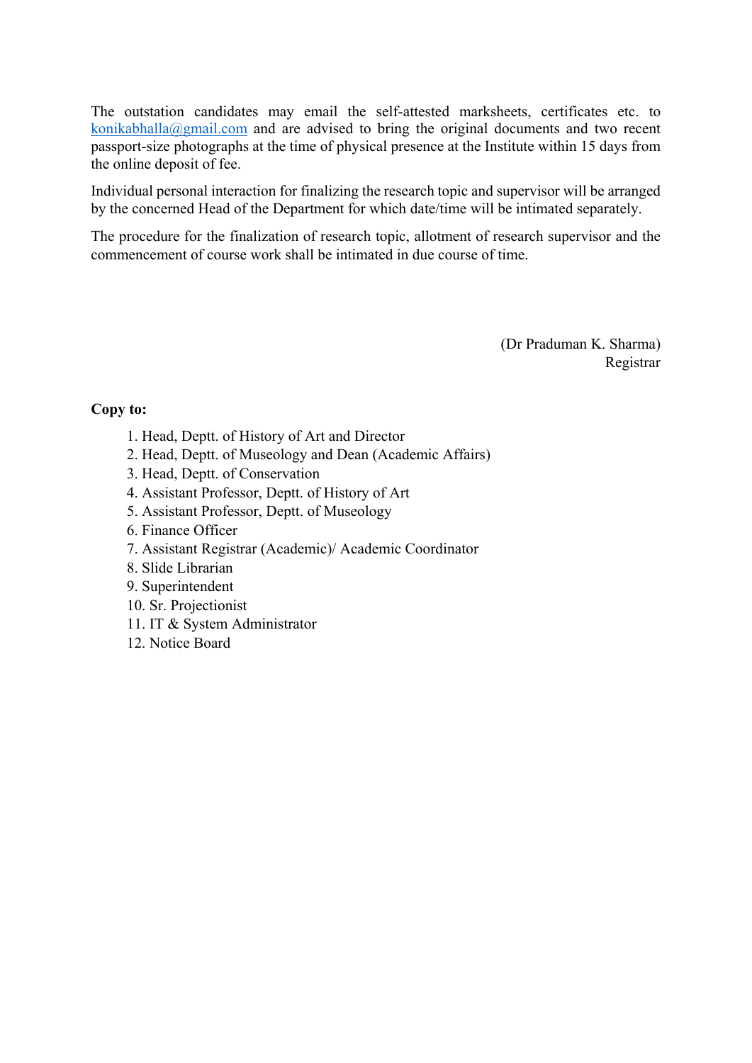The outstation candidates may email the self-attested marksheets, certificates etc. to konikabhalla@gmail.com and are advised to bring the original documents and two recent passport-size photographs at the time of physical presence at the Institute within 15 days from the online deposit of fee.

Individual personal interaction for finalizing the research topic and supervisor will be arranged by the concerned Head of the Department for which date/time will be intimated separately.

The procedure for the finalization of research topic, allotment of research supervisor and the commencement of course work shall be intimated in due course of time.

(Dr Praduman K. Sharma)
Registrar

**Copy to:**

1. Head, Deptt. of History of Art and Director
2. Head, Deptt. of Museology and Dean (Academic Affairs)
3. Head, Deptt. of Conservation
4. Assistant Professor, Deptt. of History of Art
5. Assistant Professor, Deptt. of Museology
6. Finance Officer
7. Assistant Registrar (Academic)/ Academic Coordinator
8. Slide Librarian
9. Superintendent
10. Sr. Projectionist
11. IT & System Administrator
12. Notice Board